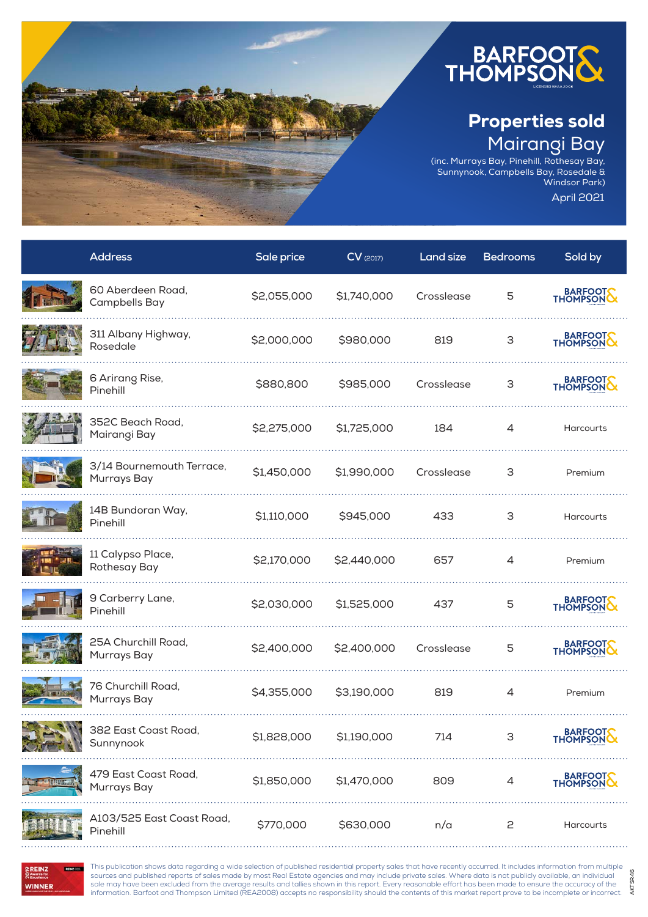BARFOOT & THOMPSON

# Properties sold

## Mairangi Bay

(inc. Murrays Bay, Pinehill, Rothesay Bay, Sunnynook, Campbells Bay, Rosedale & Windsor Park)

April 2021

| Address | Sale price | CV (2017) | Land size | Bedrooms | Sold by |
|---|---|---|---|---|---|
| 60 Aberdeen Road, Campbells Bay | $2,055,000 | $1,740,000 | Crosslease | 5 | Barfoot & Thompson |
| 311 Albany Highway, Rosedale | $2,000,000 | $980,000 | 819 | 3 | Barfoot & Thompson |
| 6 Arirang Rise, Pinehill | $880,800 | $985,000 | Crosslease | 3 | Barfoot & Thompson |
| 352C Beach Road, Mairangi Bay | $2,275,000 | $1,725,000 | 184 | 4 | Harcourts |
| 3/14 Bournemouth Terrace, Murrays Bay | $1,450,000 | $1,990,000 | Crosslease | 3 | Premium |
| 14B Bundoran Way, Pinehill | $1,110,000 | $945,000 | 433 | 3 | Harcourts |
| 11 Calypso Place, Rothesay Bay | $2,170,000 | $2,440,000 | 657 | 4 | Premium |
| 9 Carberry Lane, Pinehill | $2,030,000 | $1,525,000 | 437 | 5 | Barfoot & Thompson |
| 25A Churchill Road, Murrays Bay | $2,400,000 | $2,400,000 | Crosslease | 5 | Barfoot & Thompson |
| 76 Churchill Road, Murrays Bay | $4,355,000 | $3,190,000 | 819 | 4 | Premium |
| 382 East Coast Road, Sunnynook | $1,828,000 | $1,190,000 | 714 | 3 | Barfoot & Thompson |
| 479 East Coast Road, Murrays Bay | $1,850,000 | $1,470,000 | 809 | 4 | Barfoot & Thompson |
| A103/525 East Coast Road, Pinehill | $770,000 | $630,000 | n/a | 2 | Harcourts |

This publication shows data regarding a wide selection of published residential property sales that have recently occurred. It includes information from multiple sources and published reports of sales made by most Real Estate agencies and may include private sales. Where data is not publicly available, an individual sale may have been excluded from the average results and tallies shown in this report. Every reasonable effort has been made to ensure the accuracy of the information. Barfoot and Thompson Limited (REA2008) accepts no responsibility should the contents of this market report prove to be incomplete or incorrect.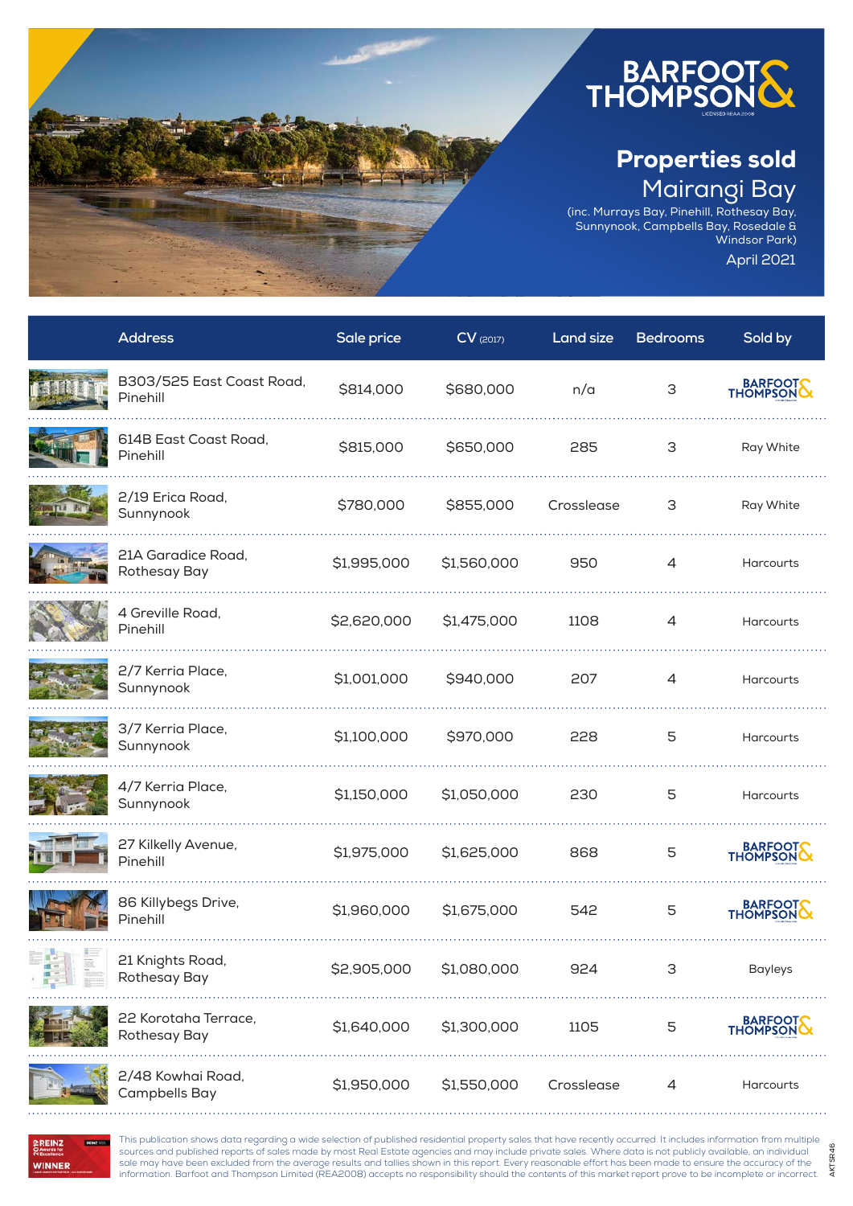# BARFOOT & THOMPSON

## Properties sold

### Mairangi Bay

(inc. Murrays Bay, Pinehill, Rothesay Bay, Sunnynook, Campbells Bay, Rosedale & Windsor Park)

April 2021

| Address | Sale price | CV (2017) | Land size | Bedrooms | Sold by |
|---|---|---|---|---|---|
| B303/525 East Coast Road, Pinehill | $814,000 | $680,000 | n/a | 3 | Barfoot & Thompson |
| 614B East Coast Road, Pinehill | $815,000 | $650,000 | 285 | 3 | Ray White |
| 2/19 Erica Road, Sunnynook | $780,000 | $855,000 | Crosslease | 3 | Ray White |
| 21A Garadice Road, Rothesay Bay | $1,995,000 | $1,560,000 | 950 | 4 | Harcourts |
| 4 Greville Road, Pinehill | $2,620,000 | $1,475,000 | 1108 | 4 | Harcourts |
| 2/7 Kerria Place, Sunnynook | $1,001,000 | $940,000 | 207 | 4 | Harcourts |
| 3/7 Kerria Place, Sunnynook | $1,100,000 | $970,000 | 228 | 5 | Harcourts |
| 4/7 Kerria Place, Sunnynook | $1,150,000 | $1,050,000 | 230 | 5 | Harcourts |
| 27 Kilkelly Avenue, Pinehill | $1,975,000 | $1,625,000 | 868 | 5 | Barfoot & Thompson |
| 86 Killybegs Drive, Pinehill | $1,960,000 | $1,675,000 | 542 | 5 | Barfoot & Thompson |
| 21 Knights Road, Rothesay Bay | $2,905,000 | $1,080,000 | 924 | 3 | Bayleys |
| 22 Korotaha Terrace, Rothesay Bay | $1,640,000 | $1,300,000 | 1105 | 5 | Barfoot & Thompson |
| 2/48 Kowhai Road, Campbells Bay | $1,950,000 | $1,550,000 | Crosslease | 4 | Harcourts |

This publication shows data regarding a wide selection of published residential property sales that have recently occurred. It includes information from multiple sources and published reports of sales made by most Real Estate agencies and may include private sales. Where data is not publicly available, an individual sale may have been excluded from the average results and tallies shown in this report. Every reasonable effort has been made to ensure the accuracy of the information. Barfoot and Thompson Limited (REA2008) accepts no responsibility should the contents of this market report prove to be incomplete or incorrect.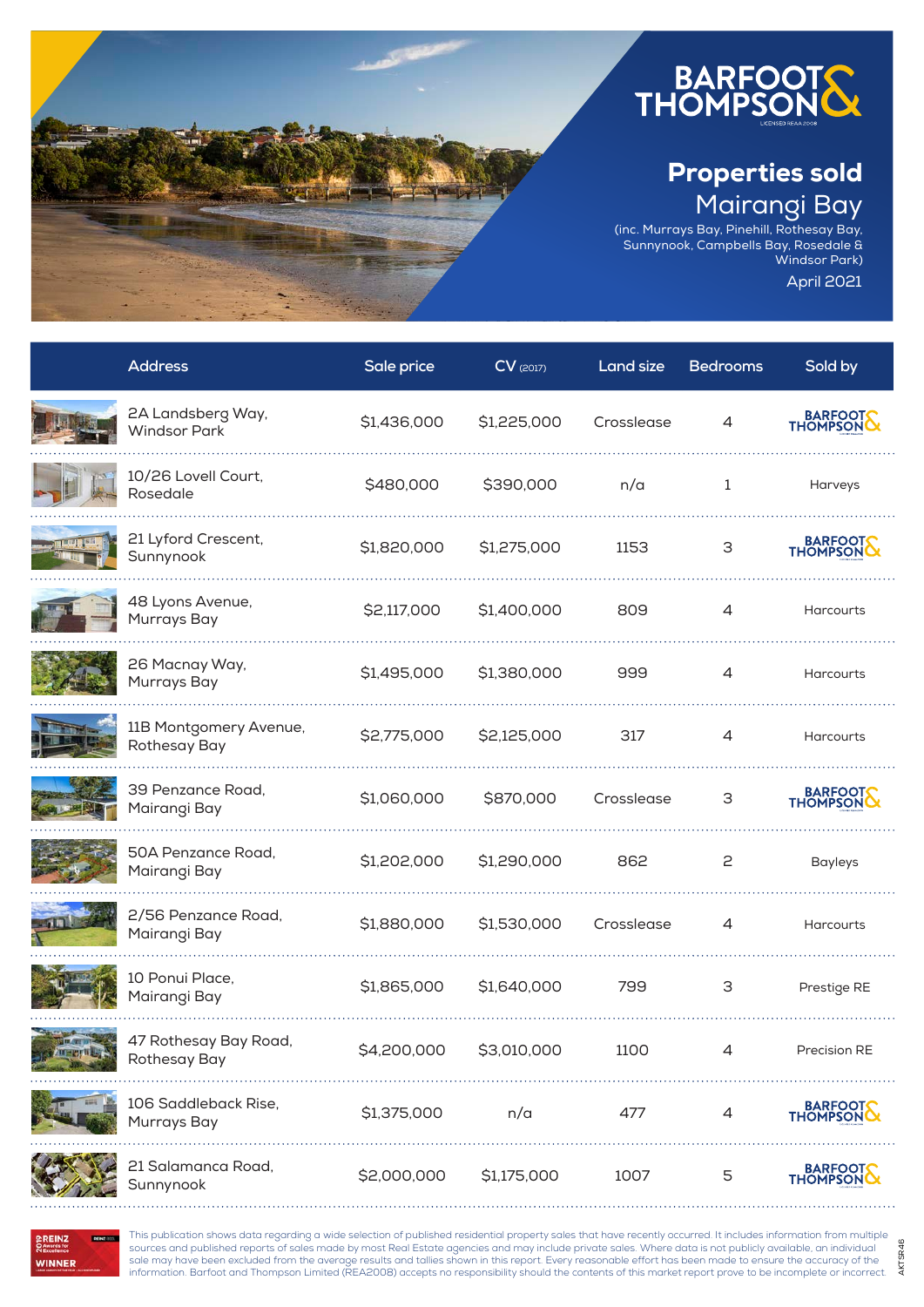# Properties sold

## Mairangi Bay

(inc. Murrays Bay, Pinehill, Rothesay Bay, Sunnynook, Campbells Bay, Rosedale & Windsor Park)

April 2021

| Address | Sale price | CV (2017) | Land size | Bedrooms | Sold by |
|---|---|---|---|---|---|
| 2A Landsberg Way, Windsor Park | $1,436,000 | $1,225,000 | Crosslease | 4 | Barfoot & Thompson |
| 10/26 Lovell Court, Rosedale | $480,000 | $390,000 | n/a | 1 | Harveys |
| 21 Lyford Crescent, Sunnynook | $1,820,000 | $1,275,000 | 1153 | 3 | Barfoot & Thompson |
| 48 Lyons Avenue, Murrays Bay | $2,117,000 | $1,400,000 | 809 | 4 | Harcourts |
| 26 Macnay Way, Murrays Bay | $1,495,000 | $1,380,000 | 999 | 4 | Harcourts |
| 11B Montgomery Avenue, Rothesay Bay | $2,775,000 | $2,125,000 | 317 | 4 | Harcourts |
| 39 Penzance Road, Mairangi Bay | $1,060,000 | $870,000 | Crosslease | 3 | Barfoot & Thompson |
| 50A Penzance Road, Mairangi Bay | $1,202,000 | $1,290,000 | 862 | 2 | Bayleys |
| 2/56 Penzance Road, Mairangi Bay | $1,880,000 | $1,530,000 | Crosslease | 4 | Harcourts |
| 10 Ponui Place, Mairangi Bay | $1,865,000 | $1,640,000 | 799 | 3 | Prestige RE |
| 47 Rothesay Bay Road, Rothesay Bay | $4,200,000 | $3,010,000 | 1100 | 4 | Precision RE |
| 106 Saddleback Rise, Murrays Bay | $1,375,000 | n/a | 477 | 4 | Barfoot & Thompson |
| 21 Salamanca Road, Sunnynook | $2,000,000 | $1,175,000 | 1007 | 5 | Barfoot & Thompson |

This publication shows data regarding a wide selection of published residential property sales that have recently occurred. It includes information from multiple sources and published reports of sales made by most Real Estate agencies and may include private sales. Where data is not publicly available, an individual sale may have been excluded from the average results and tallies shown in this report. Every reasonable effort has been made to ensure the accuracy of the information. Barfoot and Thompson Limited (REA2008) accepts no responsibility should the contents of this market report prove to be incomplete or incorrect.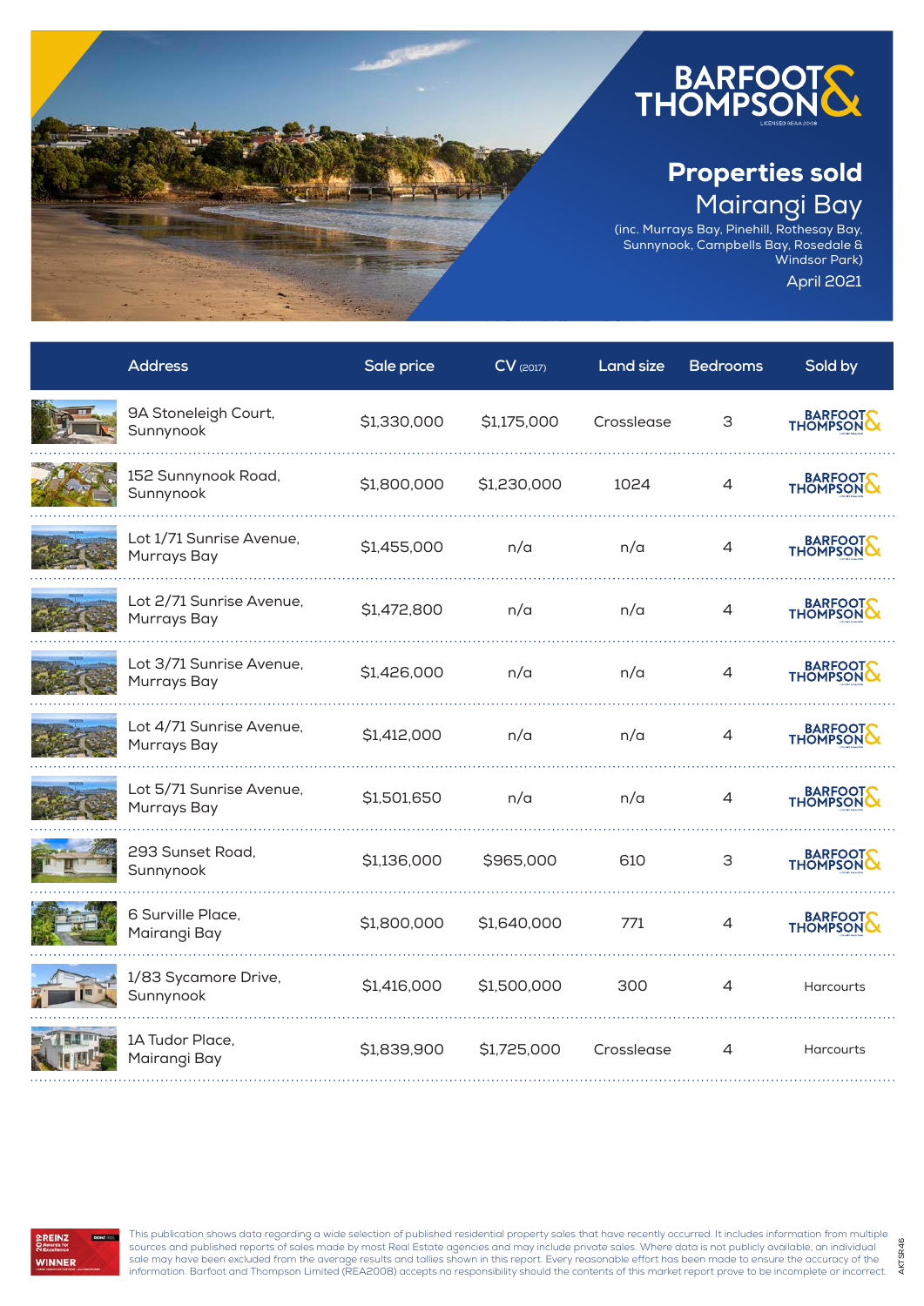BARFOOT & THOMPSON

LICENSED REAA 2008

# Properties sold

## Mairangi Bay

(inc. Murrays Bay, Pinehill, Rothesay Bay, Sunnynook, Campbells Bay, Rosedale & Windsor Park)

April 2021

| Address | Sale price | CV (2017) | Land size | Bedrooms | Sold by |
|---|---|---|---|---|---|
| 9A Stoneleigh Court, Sunnynook | $1,330,000 | $1,175,000 | Crosslease | 3 | Barfoot & Thompson |
| 152 Sunnynook Road, Sunnynook | $1,800,000 | $1,230,000 | 1024 | 4 | Barfoot & Thompson |
| Lot 1/71 Sunrise Avenue, Murrays Bay | $1,455,000 | n/a | n/a | 4 | Barfoot & Thompson |
| Lot 2/71 Sunrise Avenue, Murrays Bay | $1,472,800 | n/a | n/a | 4 | Barfoot & Thompson |
| Lot 3/71 Sunrise Avenue, Murrays Bay | $1,426,000 | n/a | n/a | 4 | Barfoot & Thompson |
| Lot 4/71 Sunrise Avenue, Murrays Bay | $1,412,000 | n/a | n/a | 4 | Barfoot & Thompson |
| Lot 5/71 Sunrise Avenue, Murrays Bay | $1,501,650 | n/a | n/a | 4 | Barfoot & Thompson |
| 293 Sunset Road, Sunnynook | $1,136,000 | $965,000 | 610 | 3 | Barfoot & Thompson |
| 6 Surville Place, Mairangi Bay | $1,800,000 | $1,640,000 | 771 | 4 | Barfoot & Thompson |
| 1/83 Sycamore Drive, Sunnynook | $1,416,000 | $1,500,000 | 300 | 4 | Harcourts |
| 1A Tudor Place, Mairangi Bay | $1,839,900 | $1,725,000 | Crosslease | 4 | Harcourts |

REINZ Awards for Excellence WINNER

This publication shows data regarding a wide selection of published residential property sales that have recently occurred. It includes information from multiple sources and published reports of sales made by most Real Estate agencies and may include private sales. Where data is not publicly available, an individual sale may have been excluded from the average results and tallies shown in this report. Every reasonable effort has been made to ensure the accuracy of the information. Barfoot and Thompson Limited (REA2008) accepts no responsibility should the contents of this market report prove to be incomplete or incorrect.

AKTSR46